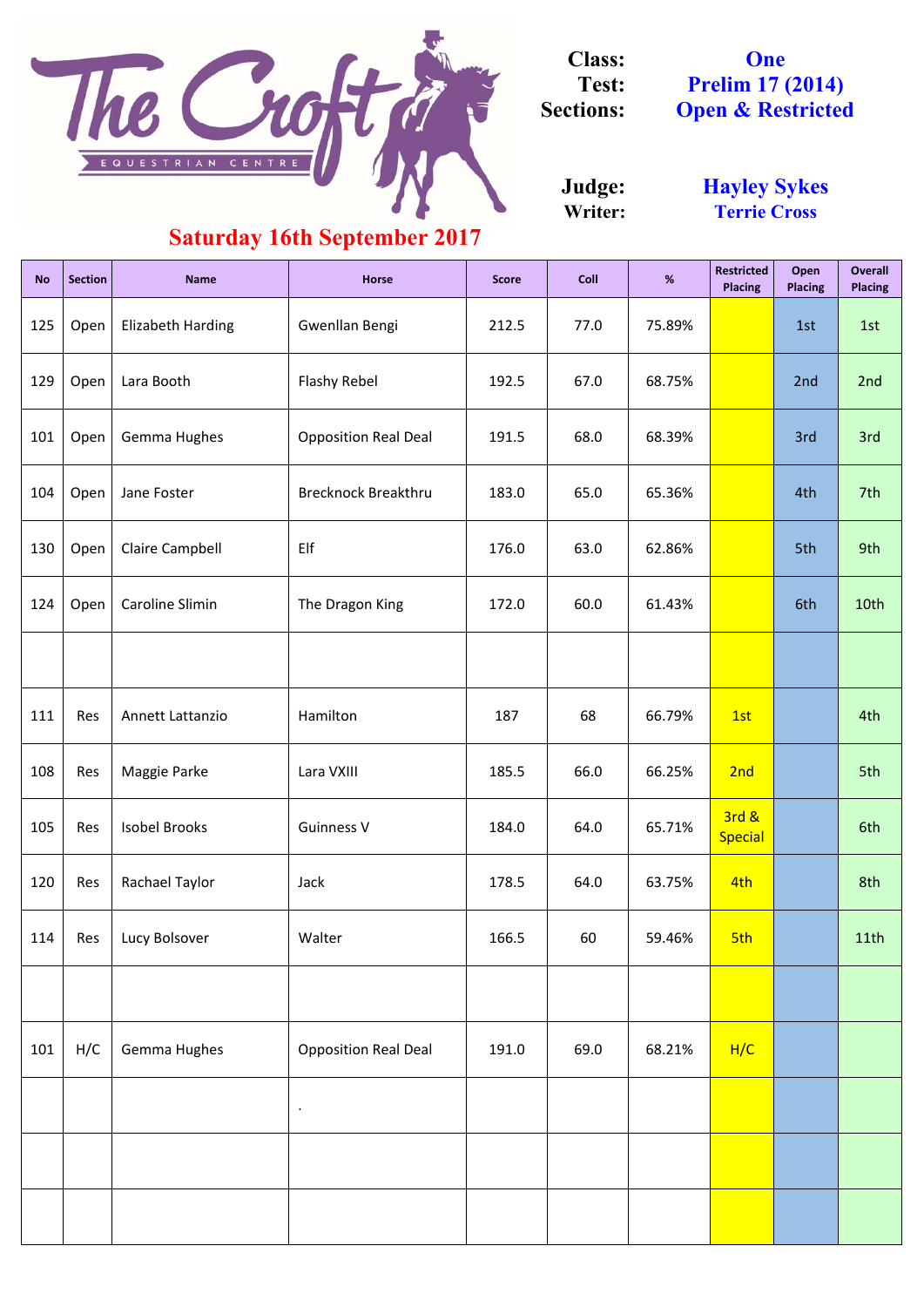# The Croft Equestrian Centre

**Saturday 16th September 2017**

**Class:** One
**Test:** Prelim 17 (2014)
**Sections:** Open & Restricted

**Judge:** Hayley Sykes
**Writer:** Terrie Cross

| No | Section | Name | Horse | Score | Coll | % | Restricted Placing | Open Placing | Overall Placing |
|---|---|---|---|---|---|---|---|---|---|
| 125 | Open | Elizabeth Harding | Gwenllan Bengi | 212.5 | 77.0 | 75.89% | | 1st | 1st |
| 129 | Open | Lara Booth | Flashy Rebel | 192.5 | 67.0 | 68.75% | | 2nd | 2nd |
| 101 | Open | Gemma Hughes | Opposition Real Deal | 191.5 | 68.0 | 68.39% | | 3rd | 3rd |
| 104 | Open | Jane Foster | Brecknock Breakthru | 183.0 | 65.0 | 65.36% | | 4th | 7th |
| 130 | Open | Claire Campbell | Elf | 176.0 | 63.0 | 62.86% | | 5th | 9th |
| 124 | Open | Caroline Slimin | The Dragon King | 172.0 | 60.0 | 61.43% | | 6th | 10th |
| | | | | | | | | | |
| 111 | Res | Annett Lattanzio | Hamilton | 187 | 68 | 66.79% | 1st | | 4th |
| 108 | Res | Maggie Parke | Lara VXIII | 185.5 | 66.0 | 66.25% | 2nd | | 5th |
| 105 | Res | Isobel Brooks | Guinness V | 184.0 | 64.0 | 65.71% | 3rd & Special | | 6th |
| 120 | Res | Rachael Taylor | Jack | 178.5 | 64.0 | 63.75% | 4th | | 8th |
| 114 | Res | Lucy Bolsover | Walter | 166.5 | 60 | 59.46% | 5th | | 11th |
| | | | | | | | | | |
| 101 | H/C | Gemma Hughes | Opposition Real Deal | 191.0 | 69.0 | 68.21% | H/C | | |
| | | | . | | | | | | |
| | | | | | | | | | |
| | | | | | | | | | |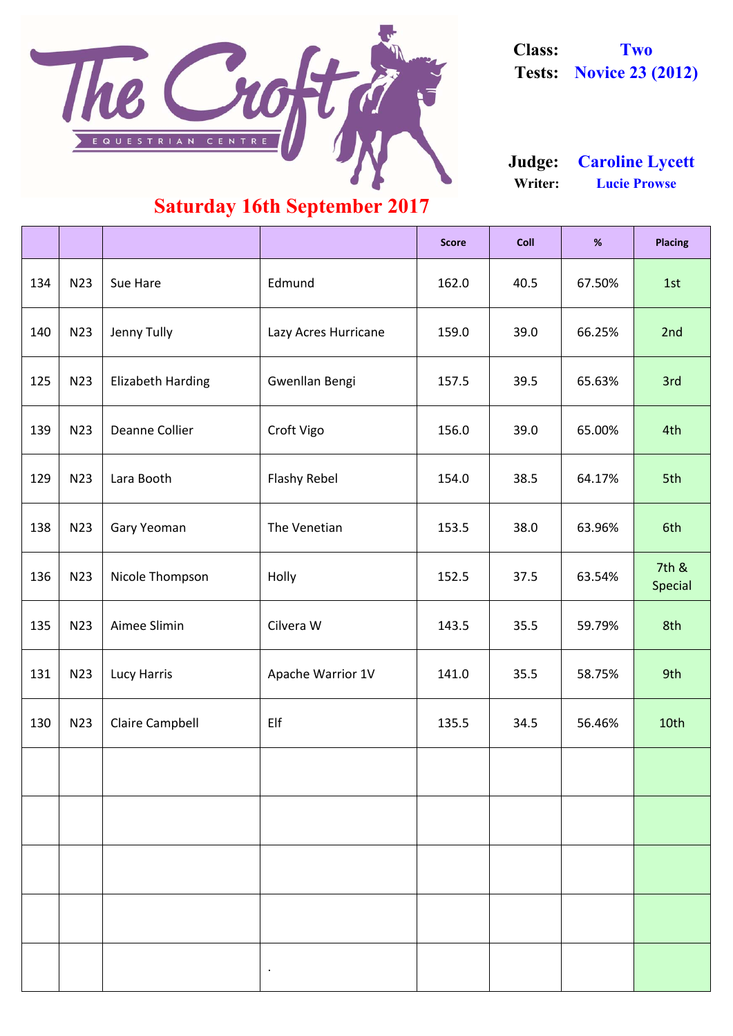The Croft Equestrian Centre

**Class:** Two
**Tests:** Novice 23 (2012)

**Judge:** Caroline Lycett
**Writer:** Lucie Prowse

## Saturday 16th September 2017

| | | | | Score | Coll | % | Placing |
|---|---|---|---|---|---|---|---|
| 134 | N23 | Sue Hare | Edmund | 162.0 | 40.5 | 67.50% | 1st |
| 140 | N23 | Jenny Tully | Lazy Acres Hurricane | 159.0 | 39.0 | 66.25% | 2nd |
| 125 | N23 | Elizabeth Harding | Gwenllan Bengi | 157.5 | 39.5 | 65.63% | 3rd |
| 139 | N23 | Deanne Collier | Croft Vigo | 156.0 | 39.0 | 65.00% | 4th |
| 129 | N23 | Lara Booth | Flashy Rebel | 154.0 | 38.5 | 64.17% | 5th |
| 138 | N23 | Gary Yeoman | The Venetian | 153.5 | 38.0 | 63.96% | 6th |
| 136 | N23 | Nicole Thompson | Holly | 152.5 | 37.5 | 63.54% | 7th & Special |
| 135 | N23 | Aimee Slimin | Cilvera W | 143.5 | 35.5 | 59.79% | 8th |
| 131 | N23 | Lucy Harris | Apache Warrior 1V | 141.0 | 35.5 | 58.75% | 9th |
| 130 | N23 | Claire Campbell | Elf | 135.5 | 34.5 | 56.46% | 10th |
| | | | | | | | |
| | | | | | | | |
| | | | | | | | |
| | | | | | | | |
| | | | . | | | | |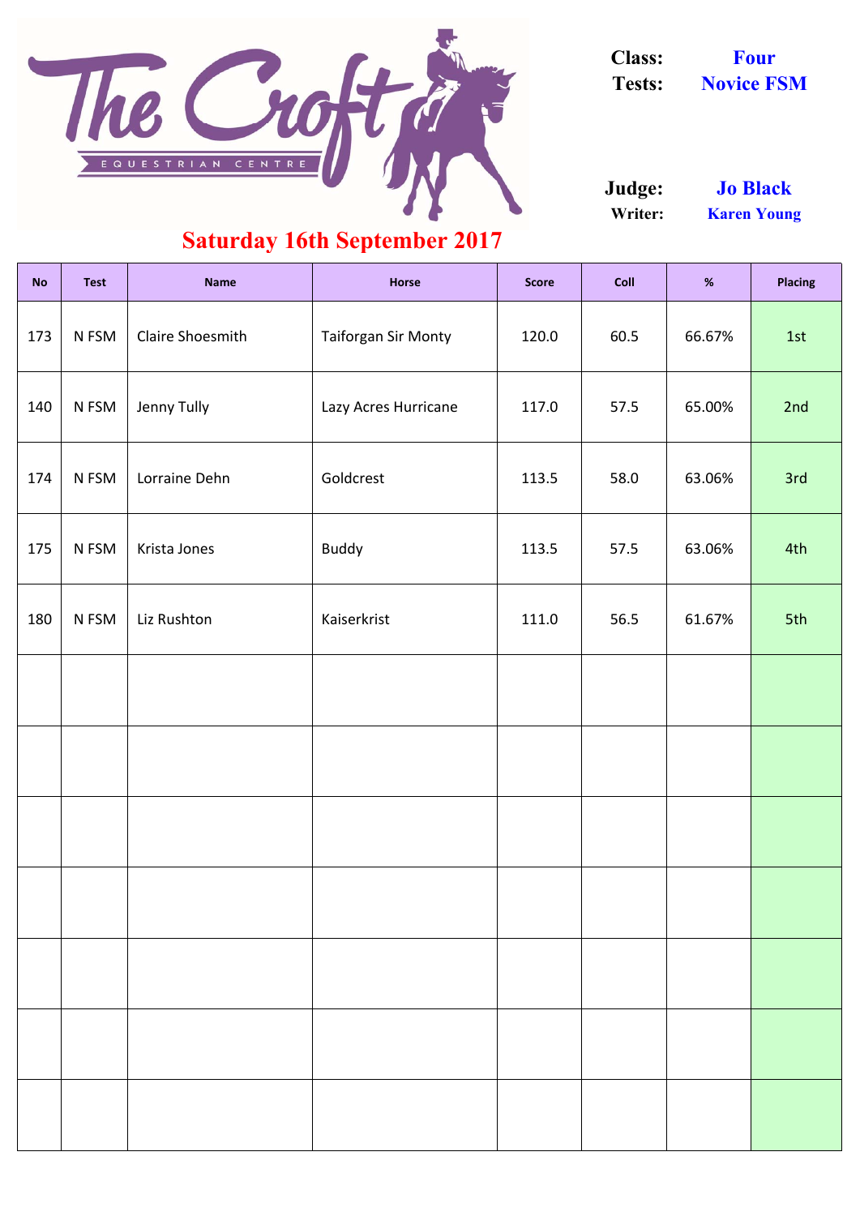**The Croft**
EQUESTRIAN CENTRE

**Class:** Four
**Tests:** Novice FSM

**Judge:** Jo Black
**Writer:** Karen Young

## Saturday 16th September 2017

| No | Test | Name | Horse | Score | Coll | % | Placing |
|---|---|---|---|---|---|---|---|
| 173 | N FSM | Claire Shoesmith | Taiforgan Sir Monty | 120.0 | 60.5 | 66.67% | 1st |
| 140 | N FSM | Jenny Tully | Lazy Acres Hurricane | 117.0 | 57.5 | 65.00% | 2nd |
| 174 | N FSM | Lorraine Dehn | Goldcrest | 113.5 | 58.0 | 63.06% | 3rd |
| 175 | N FSM | Krista Jones | Buddy | 113.5 | 57.5 | 63.06% | 4th |
| 180 | N FSM | Liz Rushton | Kaiserkrist | 111.0 | 56.5 | 61.67% | 5th |
| | | | | | | | |
| | | | | | | | |
| | | | | | | | |
| | | | | | | | |
| | | | | | | | |
| | | | | | | | |
| | | | | | | | |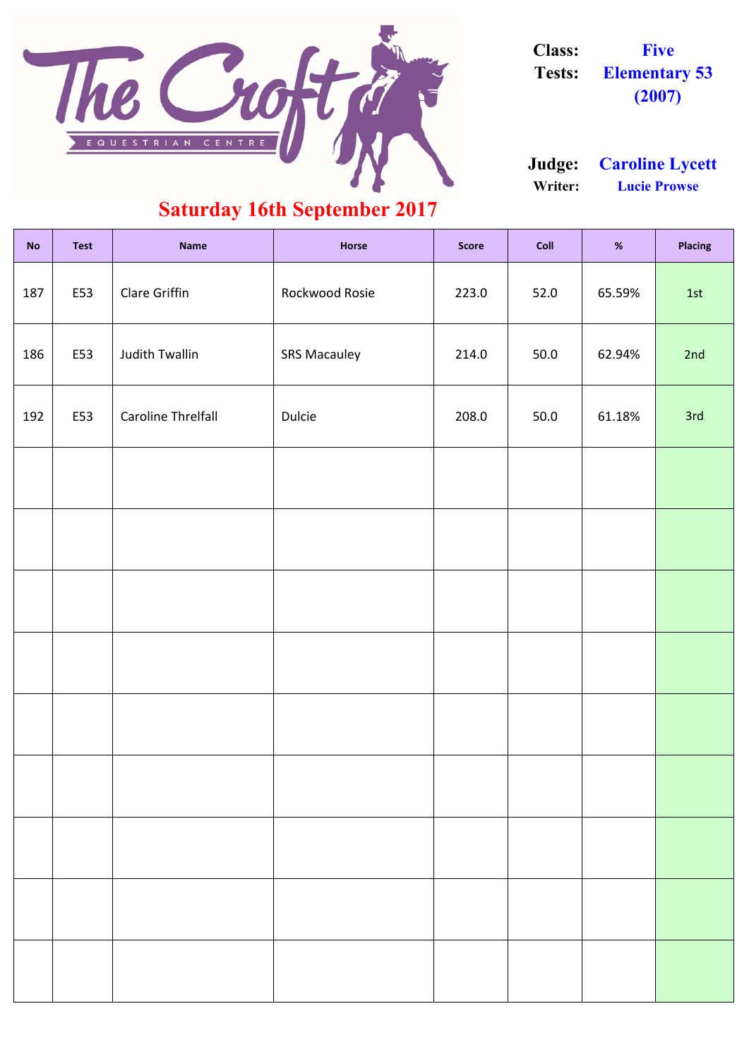The Croft

EQUESTRIAN CENTRE

**Class:** Five
**Tests:** Elementary 53 (2007)

**Judge:** Caroline Lycett
**Writer:** Lucie Prowse

## Saturday 16th September 2017

| No | Test | Name | Horse | Score | Coll | % | Placing |
|---|---|---|---|---|---|---|---|
| 187 | E53 | Clare Griffin | Rockwood Rosie | 223.0 | 52.0 | 65.59% | 1st |
| 186 | E53 | Judith Twallin | SRS Macauley | 214.0 | 50.0 | 62.94% | 2nd |
| 192 | E53 | Caroline Threlfall | Dulcie | 208.0 | 50.0 | 61.18% | 3rd |
| | | | | | | | |
| | | | | | | | |
| | | | | | | | |
| | | | | | | | |
| | | | | | | | |
| | | | | | | | |
| | | | | | | | |
| | | | | | | | |
| | | | | | | | |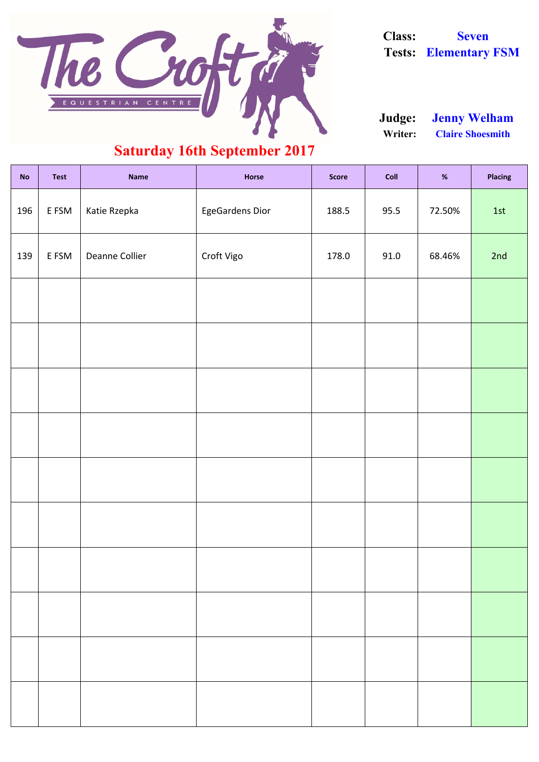The Croft EQUESTRIAN CENTRE

**Class:** Seven
**Tests:** Elementary FSM

**Judge:** Jenny Welham
**Writer:** Claire Shoesmith

## Saturday 16th September 2017

| No | Test | Name | Horse | Score | Coll | % | Placing |
|---|---|---|---|---|---|---|---|
| 196 | E FSM | Katie Rzepka | EgeGardens Dior | 188.5 | 95.5 | 72.50% | 1st |
| 139 | E FSM | Deanne Collier | Croft Vigo | 178.0 | 91.0 | 68.46% | 2nd |
| | | | | | | | |
| | | | | | | | |
| | | | | | | | |
| | | | | | | | |
| | | | | | | | |
| | | | | | | | |
| | | | | | | | |
| | | | | | | | |
| | | | | | | | |
| | | | | | | | |